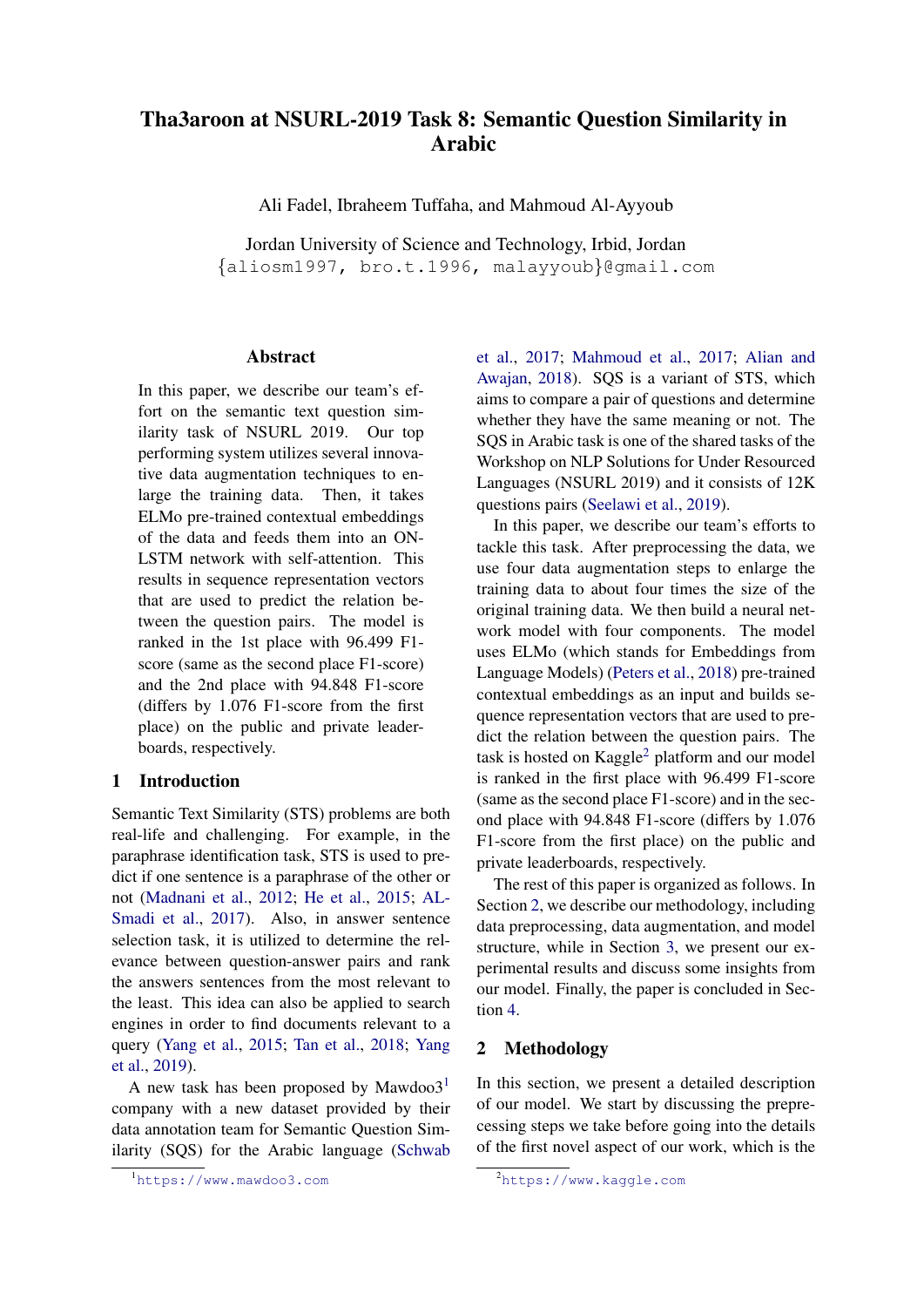# Tha3aroon at NSURL-2019 Task 8: Semantic Question Similarity in Arabic

Ali Fadel, Ibraheem Tuffaha, and Mahmoud Al-Ayyoub

Jordan University of Science and Technology, Irbid, Jordan
{aliosm1997, bro.t.1996, malayyoub}@gmail.com

## Abstract

In this paper, we describe our team's effort on the semantic text question similarity task of NSURL 2019. Our top performing system utilizes several innovative data augmentation techniques to enlarge the training data. Then, it takes ELMo pre-trained contextual embeddings of the data and feeds them into an ON-LSTM network with self-attention. This results in sequence representation vectors that are used to predict the relation between the question pairs. The model is ranked in the 1st place with 96.499 F1-score (same as the second place F1-score) and the 2nd place with 94.848 F1-score (differs by 1.076 F1-score from the first place) on the public and private leaderboards, respectively.

## 1 Introduction

Semantic Text Similarity (STS) problems are both real-life and challenging. For example, in the paraphrase identification task, STS is used to predict if one sentence is a paraphrase of the other or not (Madnani et al., 2012; He et al., 2015; AL-Smadi et al., 2017). Also, in answer sentence selection task, it is utilized to determine the relevance between question-answer pairs and rank the answers sentences from the most relevant to the least. This idea can also be applied to search engines in order to find documents relevant to a query (Yang et al., 2015; Tan et al., 2018; Yang et al., 2019).

A new task has been proposed by Mawdoo3[1] company with a new dataset provided by their data annotation team for Semantic Question Similarity (SQS) for the Arabic language (Schwab et al., 2017; Mahmoud et al., 2017; Alian and Awajan, 2018). SQS is a variant of STS, which aims to compare a pair of questions and determine whether they have the same meaning or not. The SQS in Arabic task is one of the shared tasks of the Workshop on NLP Solutions for Under Resourced Languages (NSURL 2019) and it consists of 12K questions pairs (Seelawi et al., 2019).

In this paper, we describe our team's efforts to tackle this task. After preprocessing the data, we use four data augmentation steps to enlarge the training data to about four times the size of the original training data. We then build a neural network model with four components. The model uses ELMo (which stands for Embeddings from Language Models) (Peters et al., 2018) pre-trained contextual embeddings as an input and builds sequence representation vectors that are used to predict the relation between the question pairs. The task is hosted on Kaggle[2] platform and our model is ranked in the first place with 96.499 F1-score (same as the second place F1-score) and in the second place with 94.848 F1-score (differs by 1.076 F1-score from the first place) on the public and private leaderboards, respectively.

The rest of this paper is organized as follows. In Section 2, we describe our methodology, including data preprocessing, data augmentation, and model structure, while in Section 3, we present our experimental results and discuss some insights from our model. Finally, the paper is concluded in Section 4.

## 2 Methodology

In this section, we present a detailed description of our model. We start by discussing the preprocessing steps we take before going into the details of the first novel aspect of our work, which is the

[1] https://www.mawdoo3.com

[2] https://www.kaggle.com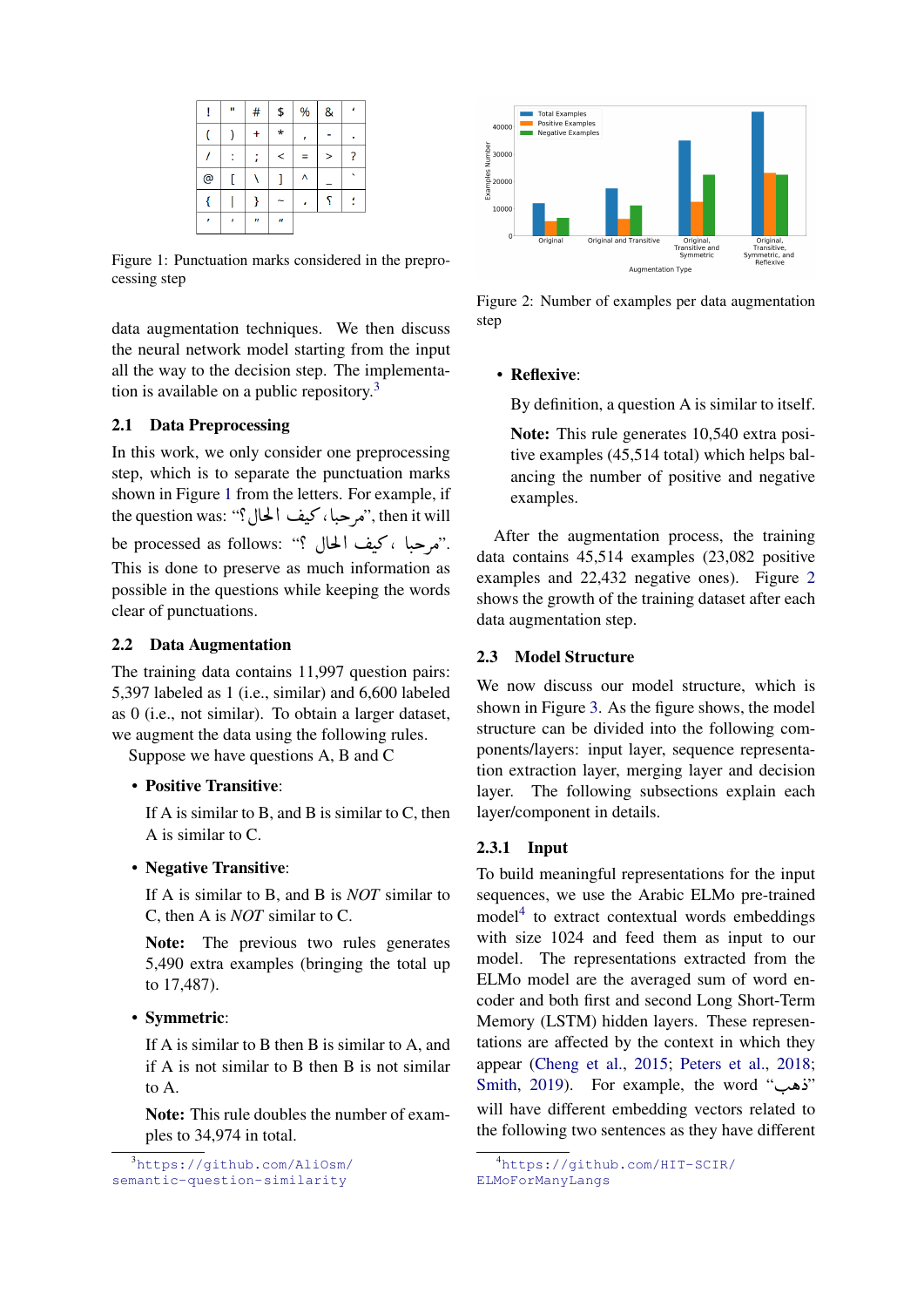| ! | " | # | $ | % | & | ' |
|---|---|---|---|---|---|---|
| ( | ) | + | * | ، | - | . |
| / | : | ; | < | = | > | ? |
| @ | [ | \ | ] | ^ | _ | ` |
| { | \| | } | ~ | ، | ؟ | ؛ |
| ' | ' | " | " | | | |

Figure 1: Punctuation marks considered in the preprocessing step

data augmentation techniques. We then discuss the neural network model starting from the input all the way to the decision step. The implementation is available on a public repository.[3]

## 2.1 Data Preprocessing

In this work, we only consider one preprocessing step, which is to separate the punctuation marks shown in Figure 1 from the letters. For example, if the question was: "مرحبا، كيف الحال؟", then it will be processed as follows: "مرحبا ، كيف الحال ؟". This is done to preserve as much information as possible in the questions while keeping the words clear of punctuations.

## 2.2 Data Augmentation

The training data contains 11,997 question pairs: 5,397 labeled as 1 (i.e., similar) and 6,600 labeled as 0 (i.e., not similar). To obtain a larger dataset, we augment the data using the following rules.

Suppose we have questions A, B and C

- **Positive Transitive**:

  If A is similar to B, and B is similar to C, then A is similar to C.

- **Negative Transitive**:

  If A is similar to B, and B is *NOT* similar to C, then A is *NOT* similar to C.

  **Note:** The previous two rules generates 5,490 extra examples (bringing the total up to 17,487).

- **Symmetric**:

  If A is similar to B then B is similar to A, and if A is not similar to B then B is not similar to A.

  **Note:** This rule doubles the number of examples to 34,974 in total.

- **Reflexive**:

  By definition, a question A is similar to itself.

  **Note:** This rule generates 10,540 extra positive examples (45,514 total) which helps balancing the number of positive and negative examples.

Figure 2: Number of examples per data augmentation step

After the augmentation process, the training data contains 45,514 examples (23,082 positive examples and 22,432 negative ones). Figure 2 shows the growth of the training dataset after each data augmentation step.

## 2.3 Model Structure

We now discuss our model structure, which is shown in Figure 3. As the figure shows, the model structure can be divided into the following components/layers: input layer, sequence representation extraction layer, merging layer and decision layer. The following subsections explain each layer/component in details.

### 2.3.1 Input

To build meaningful representations for the input sequences, we use the Arabic ELMo pre-trained model[4] to extract contextual words embeddings with size 1024 and feed them as input to our model. The representations extracted from the ELMo model are the averaged sum of word encoder and both first and second Long Short-Term Memory (LSTM) hidden layers. These representations are affected by the context in which they appear (Cheng et al., 2015; Peters et al., 2018; Smith, 2019). For example, the word "ذهب" will have different embedding vectors related to the following two sentences as they have different

[3] https://github.com/AliOsm/semantic-question-similarity

[4] https://github.com/HIT-SCIR/ELMoForManyLangs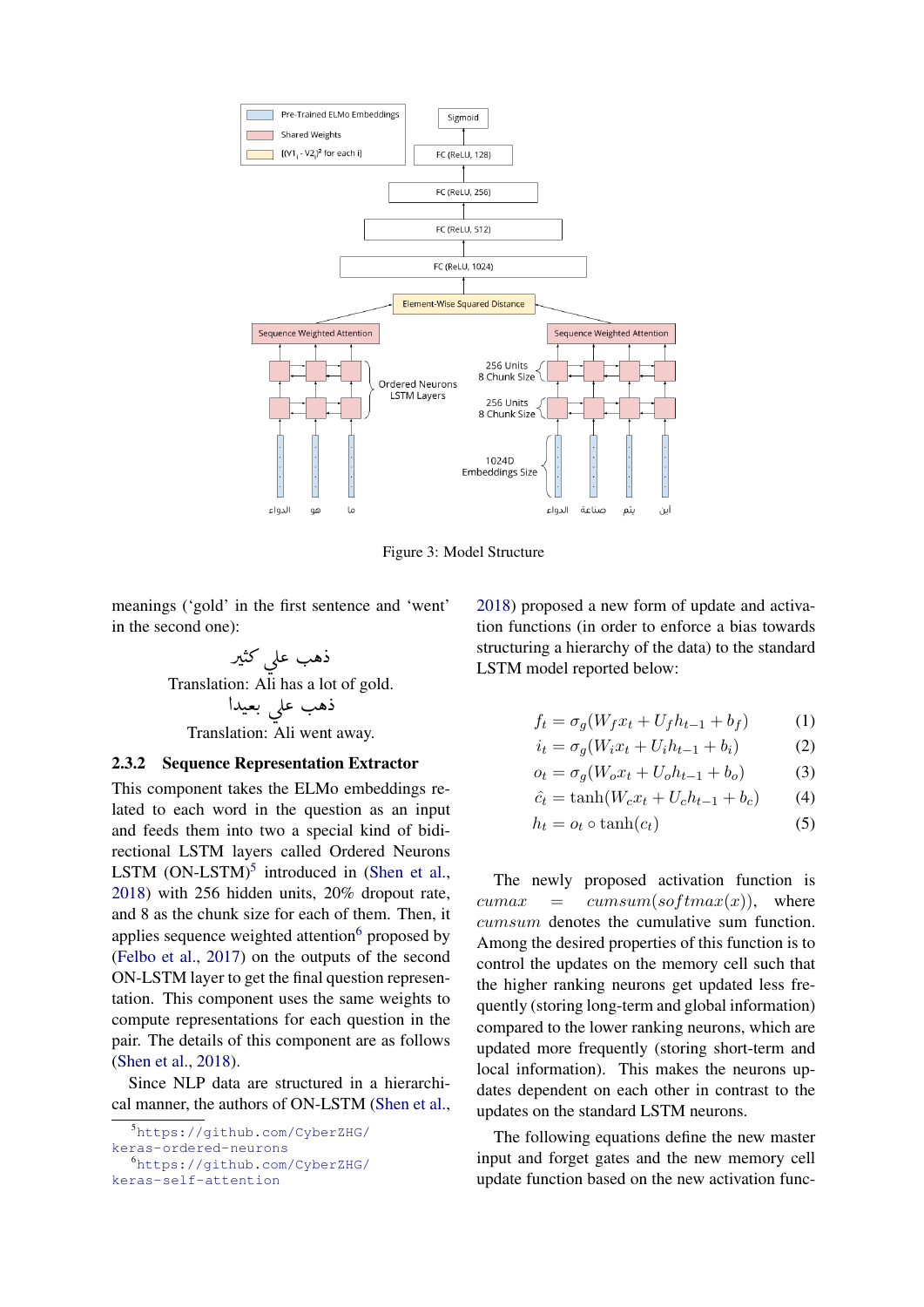Figure 3: Model Structure

meanings ('gold' in the first sentence and 'went' in the second one):

ذهب علي كثير

Translation: Ali has a lot of gold.

ذهب علي بعيدا

Translation: Ali went away.

#### 2.3.2 Sequence Representation Extractor

This component takes the ELMo embeddings related to each word in the question as an input and feeds them into two a special kind of bidirectional LSTM layers called Ordered Neurons LSTM (ON-LSTM)[5] introduced in (Shen et al., 2018) with 256 hidden units, 20% dropout rate, and 8 as the chunk size for each of them. Then, it applies sequence weighted attention[6] proposed by (Felbo et al., 2017) on the outputs of the second ON-LSTM layer to get the final question representation. This component uses the same weights to compute representations for each question in the pair. The details of this component are as follows (Shen et al., 2018).

Since NLP data are structured in a hierarchical manner, the authors of ON-LSTM (Shen et al., 2018) proposed a new form of update and activation functions (in order to enforce a bias towards structuring a hierarchy of the data) to the standard LSTM model reported below:

$$f_t = \sigma_g(W_f x_t + U_f h_{t-1} + b_f) \quad (1)$$

$$i_t = \sigma_g(W_i x_t + U_i h_{t-1} + b_i) \quad (2)$$

$$o_t = \sigma_g(W_o x_t + U_o h_{t-1} + b_o) \quad (3)$$

$$\hat{c}_t = \tanh(W_c x_t + U_c h_{t-1} + b_c) \quad (4)$$

$$h_t = o_t \circ \tanh(c_t) \quad (5)$$

The newly proposed activation function is $cumax = cumsum(softmax(x))$, where $cumsum$ denotes the cumulative sum function. Among the desired properties of this function is to control the updates on the memory cell such that the higher ranking neurons get updated less frequently (storing long-term and global information) compared to the lower ranking neurons, which are updated more frequently (storing short-term and local information). This makes the neurons updates dependent on each other in contrast to the updates on the standard LSTM neurons.

The following equations define the new master input and forget gates and the new memory cell update function based on the new activation func-

[5] https://github.com/CyberZHG/keras-ordered-neurons

[6] https://github.com/CyberZHG/keras-self-attention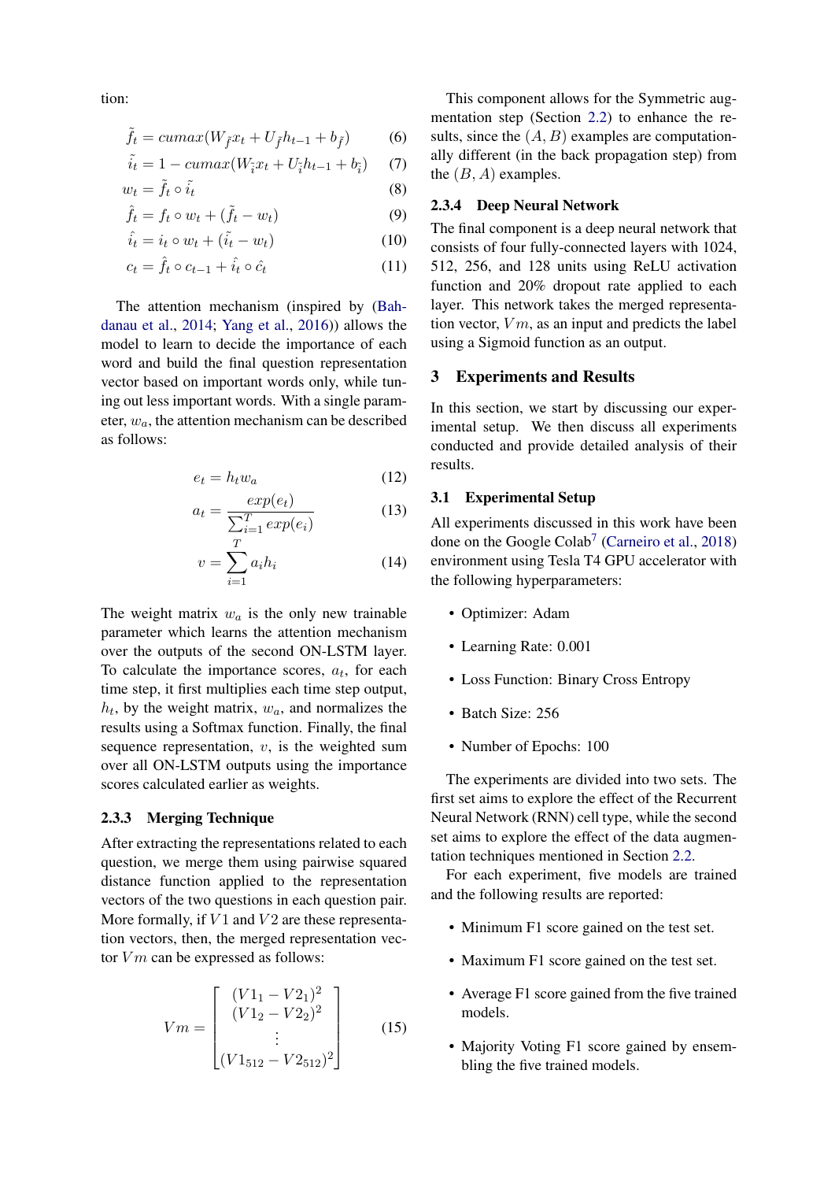tion:

$$\tilde{f}_t = cumax(W_{\tilde{f}} x_t + U_{\tilde{f}} h_{t-1} + b_{\tilde{f}}) \quad (6)$$

$$\tilde{i}_t = 1 - cumax(W_{\tilde{i}} x_t + U_{\tilde{i}} h_{t-1} + b_{\tilde{i}}) \quad (7)$$

$$w_t = \tilde{f}_t \circ \tilde{i}_t \quad (8)$$

$$\hat{f}_t = f_t \circ w_t + (\tilde{f}_t - w_t) \quad (9)$$

$$\hat{i}_t = i_t \circ w_t + (\tilde{i}_t - w_t) \quad (10)$$

$$c_t = \hat{f}_t \circ c_{t-1} + \hat{i}_t \circ \hat{c}_t \quad (11)$$

The attention mechanism (inspired by (Bahdanau et al., 2014; Yang et al., 2016)) allows the model to learn to decide the importance of each word and build the final question representation vector based on important words only, while tuning out less important words. With a single parameter, $w_a$, the attention mechanism can be described as follows:

$$e_t = h_t w_a \quad (12)$$

$$a_t = \frac{exp(e_t)}{\sum_{i=1}^{T} exp(e_i)} \quad (13)$$

$$v = \sum_{i=1}^{T} a_i h_i \quad (14)$$

The weight matrix $w_a$ is the only new trainable parameter which learns the attention mechanism over the outputs of the second ON-LSTM layer. To calculate the importance scores, $a_t$, for each time step, it first multiplies each time step output, $h_t$, by the weight matrix, $w_a$, and normalizes the results using a Softmax function. Finally, the final sequence representation, $v$, is the weighted sum over all ON-LSTM outputs using the importance scores calculated earlier as weights.

#### 2.3.3 Merging Technique

After extracting the representations related to each question, we merge them using pairwise squared distance function applied to the representation vectors of the two questions in each question pair. More formally, if $V1$ and $V2$ are these representation vectors, then, the merged representation vector $Vm$ can be expressed as follows:

$$Vm = \begin{bmatrix} (V1_1 - V2_1)^2 \\ (V1_2 - V2_2)^2 \\ \vdots \\ (V1_{512} - V2_{512})^2 \end{bmatrix} \quad (15)$$

This component allows for the Symmetric augmentation step (Section 2.2) to enhance the results, since the $(A, B)$ examples are computationally different (in the back propagation step) from the $(B, A)$ examples.

#### 2.3.4 Deep Neural Network

The final component is a deep neural network that consists of four fully-connected layers with 1024, 512, 256, and 128 units using ReLU activation function and 20% dropout rate applied to each layer. This network takes the merged representation vector, $Vm$, as an input and predicts the label using a Sigmoid function as an output.

## 3 Experiments and Results

In this section, we start by discussing our experimental setup. We then discuss all experiments conducted and provide detailed analysis of their results.

### 3.1 Experimental Setup

All experiments discussed in this work have been done on the Google Colab[7] (Carneiro et al., 2018) environment using Tesla T4 GPU accelerator with the following hyperparameters:

- Optimizer: Adam
- Learning Rate: 0.001
- Loss Function: Binary Cross Entropy
- Batch Size: 256
- Number of Epochs: 100

The experiments are divided into two sets. The first set aims to explore the effect of the Recurrent Neural Network (RNN) cell type, while the second set aims to explore the effect of the data augmentation techniques mentioned in Section 2.2.

For each experiment, five models are trained and the following results are reported:

- Minimum F1 score gained on the test set.
- Maximum F1 score gained on the test set.
- Average F1 score gained from the five trained models.
- Majority Voting F1 score gained by ensembling the five trained models.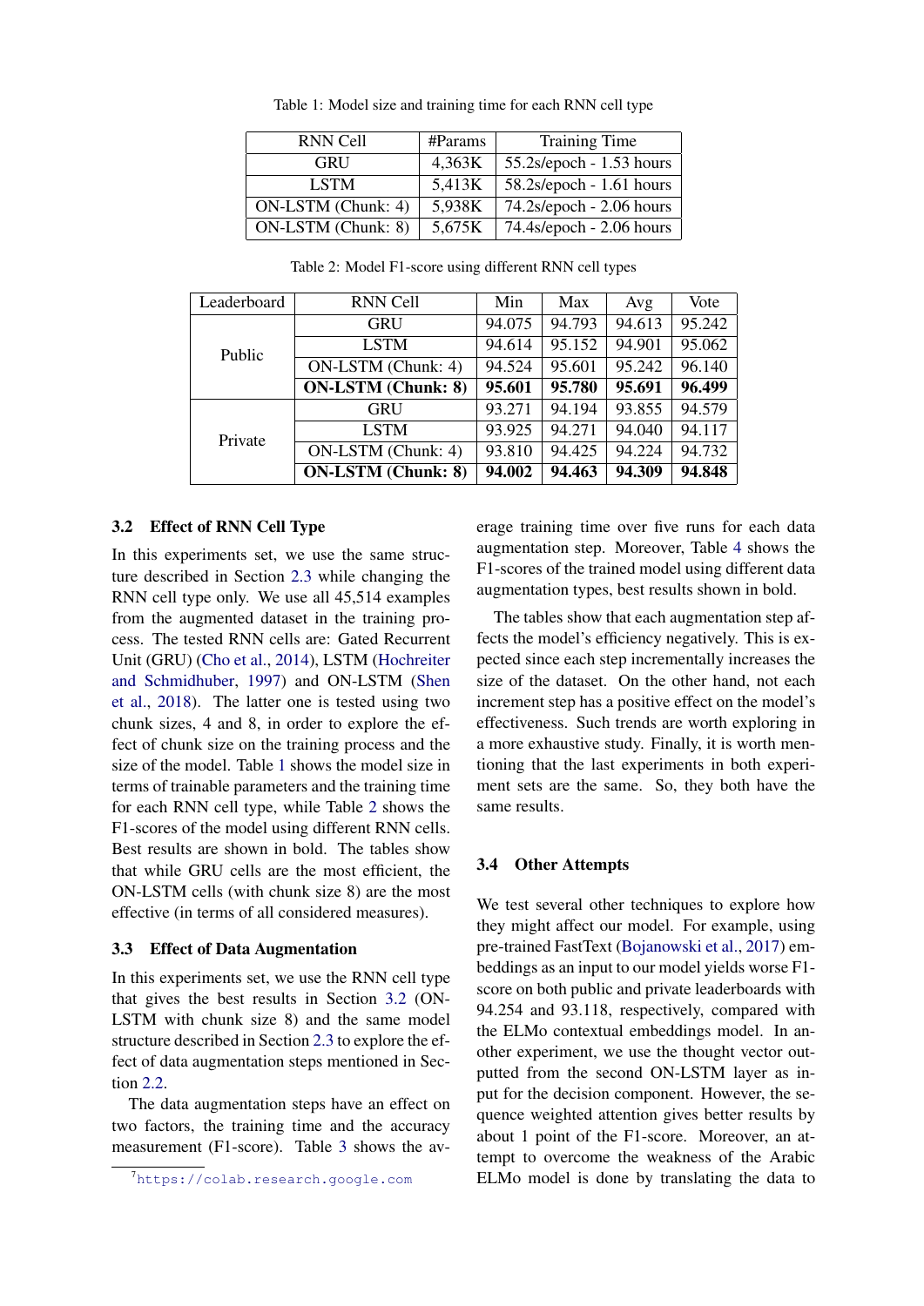Table 1: Model size and training time for each RNN cell type

| RNN Cell | #Params | Training Time |
|---|---|---|
| GRU | 4,363K | 55.2s/epoch - 1.53 hours |
| LSTM | 5,413K | 58.2s/epoch - 1.61 hours |
| ON-LSTM (Chunk: 4) | 5,938K | 74.2s/epoch - 2.06 hours |
| ON-LSTM (Chunk: 8) | 5,675K | 74.4s/epoch - 2.06 hours |

Table 2: Model F1-score using different RNN cell types

| Leaderboard | RNN Cell | Min | Max | Avg | Vote |
|---|---|---|---|---|---|
| Public | GRU | 94.075 | 94.793 | 94.613 | 95.242 |
| | LSTM | 94.614 | 95.152 | 94.901 | 95.062 |
| | ON-LSTM (Chunk: 4) | 94.524 | 95.601 | 95.242 | 96.140 |
| | **ON-LSTM (Chunk: 8)** | **95.601** | **95.780** | **95.691** | **96.499** |
| Private | GRU | 93.271 | 94.194 | 93.855 | 94.579 |
| | LSTM | 93.925 | 94.271 | 94.040 | 94.117 |
| | ON-LSTM (Chunk: 4) | 93.810 | 94.425 | 94.224 | 94.732 |
| | **ON-LSTM (Chunk: 8)** | **94.002** | **94.463** | **94.309** | **94.848** |

### 3.2 Effect of RNN Cell Type

In this experiments set, we use the same structure described in Section 2.3 while changing the RNN cell type only. We use all 45,514 examples from the augmented dataset in the training process. The tested RNN cells are: Gated Recurrent Unit (GRU) (Cho et al., 2014), LSTM (Hochreiter and Schmidhuber, 1997) and ON-LSTM (Shen et al., 2018). The latter one is tested using two chunk sizes, 4 and 8, in order to explore the effect of chunk size on the training process and the size of the model. Table 1 shows the model size in terms of trainable parameters and the training time for each RNN cell type, while Table 2 shows the F1-scores of the model using different RNN cells. Best results are shown in bold. The tables show that while GRU cells are the most efficient, the ON-LSTM cells (with chunk size 8) are the most effective (in terms of all considered measures).

### 3.3 Effect of Data Augmentation

In this experiments set, we use the RNN cell type that gives the best results in Section 3.2 (ON-LSTM with chunk size 8) and the same model structure described in Section 2.3 to explore the effect of data augmentation steps mentioned in Section 2.2.

The data augmentation steps have an effect on two factors, the training time and the accuracy measurement (F1-score). Table 3 shows the average training time over five runs for each data augmentation step. Moreover, Table 4 shows the F1-scores of the trained model using different data augmentation types, best results shown in bold.

The tables show that each augmentation step affects the model's efficiency negatively. This is expected since each step incrementally increases the size of the dataset. On the other hand, not each increment step has a positive effect on the model's effectiveness. Such trends are worth exploring in a more exhaustive study. Finally, it is worth mentioning that the last experiments in both experiment sets are the same. So, they both have the same results.

### 3.4 Other Attempts

We test several other techniques to explore how they might affect our model. For example, using pre-trained FastText (Bojanowski et al., 2017) embeddings as an input to our model yields worse F1-score on both public and private leaderboards with 94.254 and 93.118, respectively, compared with the ELMo contextual embeddings model. In another experiment, we use the thought vector outputted from the second ON-LSTM layer as input for the decision component. However, the sequence weighted attention gives better results by about 1 point of the F1-score. Moreover, an attempt to overcome the weakness of the Arabic ELMo model is done by translating the data to

[7] https://colab.research.google.com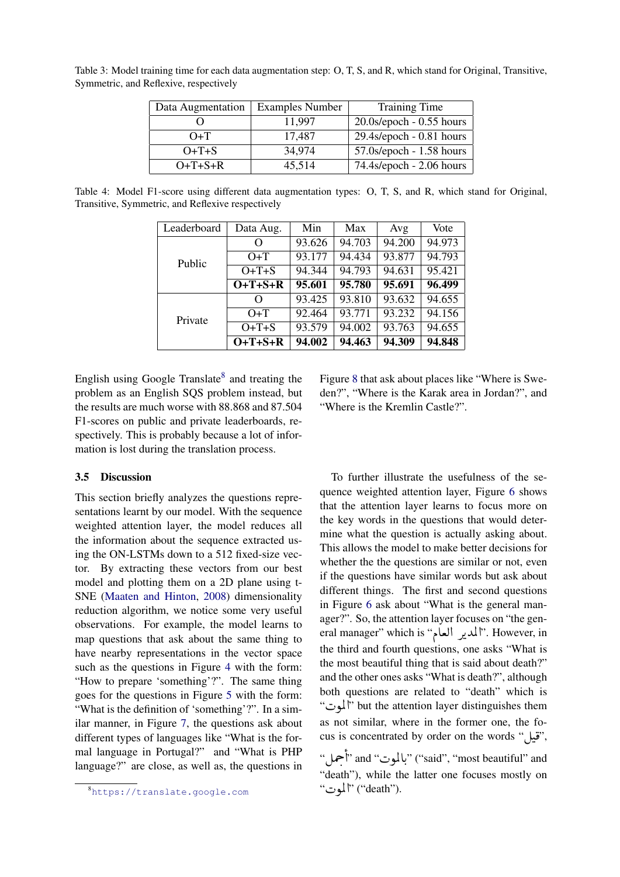Table 3: Model training time for each data augmentation step: O, T, S, and R, which stand for Original, Transitive, Symmetric, and Reflexive, respectively

| Data Augmentation | Examples Number | Training Time |
| --- | --- | --- |
| O | 11,997 | 20.0s/epoch - 0.55 hours |
| O+T | 17,487 | 29.4s/epoch - 0.81 hours |
| O+T+S | 34,974 | 57.0s/epoch - 1.58 hours |
| O+T+S+R | 45,514 | 74.4s/epoch - 2.06 hours |

Table 4: Model F1-score using different data augmentation types: O, T, S, and R, which stand for Original, Transitive, Symmetric, and Reflexive respectively

| Leaderboard | Data Aug. | Min | Max | Avg | Vote |
| --- | --- | --- | --- | --- | --- |
| Public | O | 93.626 | 94.703 | 94.200 | 94.973 |
| | O+T | 93.177 | 94.434 | 93.877 | 94.793 |
| | O+T+S | 94.344 | 94.793 | 94.631 | 95.421 |
| | **O+T+S+R** | **95.601** | **95.780** | **95.691** | **96.499** |
| Private | O | 93.425 | 93.810 | 93.632 | 94.655 |
| | O+T | 92.464 | 93.771 | 93.232 | 94.156 |
| | O+T+S | 93.579 | 94.002 | 93.763 | 94.655 |
| | **O+T+S+R** | **94.002** | **94.463** | **94.309** | **94.848** |

English using Google Translate[8] and treating the problem as an English SQS problem instead, but the results are much worse with 88.868 and 87.504 F1-scores on public and private leaderboards, respectively. This is probably because a lot of information is lost during the translation process.

### 3.5 Discussion

This section briefly analyzes the questions representations learnt by our model. With the sequence weighted attention layer, the model reduces all the information about the sequence extracted using the ON-LSTMs down to a 512 fixed-size vector. By extracting these vectors from our best model and plotting them on a 2D plane using t-SNE (Maaten and Hinton, 2008) dimensionality reduction algorithm, we notice some very useful observations. For example, the model learns to map questions that ask about the same thing to have nearby representations in the vector space such as the questions in Figure 4 with the form: "How to prepare 'something'?". The same thing goes for the questions in Figure 5 with the form: "What is the definition of 'something'?". In a similar manner, in Figure 7, the questions ask about different types of languages like "What is the formal language in Portugal?" and "What is PHP language?" are close, as well as, the questions in Figure 8 that ask about places like "Where is Sweden?", "Where is the Karak area in Jordan?", and "Where is the Kremlin Castle?".

To further illustrate the usefulness of the sequence weighted attention layer, Figure 6 shows that the attention layer learns to focus more on the key words in the questions that would determine what the question is actually asking about. This allows the model to make better decisions for whether the the questions are similar or not, even if the questions have similar words but ask about different things. The first and second questions in Figure 6 ask about "What is the general manager?". So, the attention layer focuses on "the general manager" which is "المدير العام". However, in the third and fourth questions, one asks "What is the most beautiful thing that is said about death?" and the other ones asks "What is death?", although both questions are related to "death" which is "الموت" but the attention layer distinguishes them as not similar, where in the former one, the focus is concentrated by order on the words "قيل", "أجمل" and "بالموت" ("said", "most beautiful" and "death"), while the latter one focuses mostly on "الموت" ("death").

[8] https://translate.google.com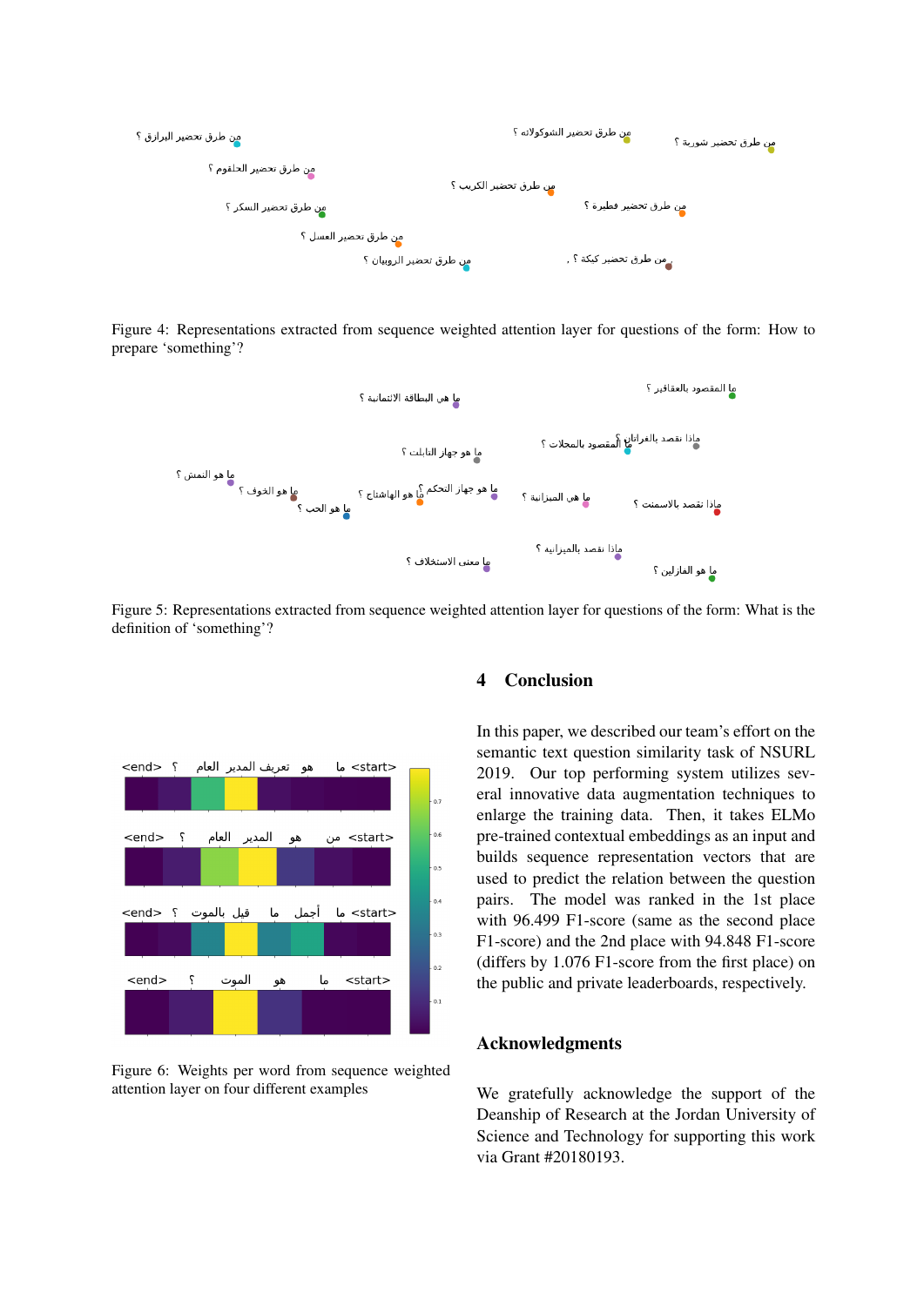Figure 4: Representations extracted from sequence weighted attention layer for questions of the form: How to prepare ‘something’?

Figure 5: Representations extracted from sequence weighted attention layer for questions of the form: What is the definition of ‘something’?

Figure 6: Weights per word from sequence weighted attention layer on four different examples

## 4 Conclusion

In this paper, we described our team’s effort on the semantic text question similarity task of NSURL 2019. Our top performing system utilizes several innovative data augmentation techniques to enlarge the training data. Then, it takes ELMo pre-trained contextual embeddings as an input and builds sequence representation vectors that are used to predict the relation between the question pairs. The model was ranked in the 1st place with 96.499 F1-score (same as the second place F1-score) and the 2nd place with 94.848 F1-score (differs by 1.076 F1-score from the first place) on the public and private leaderboards, respectively.

## Acknowledgments

We gratefully acknowledge the support of the Deanship of Research at the Jordan University of Science and Technology for supporting this work via Grant #20180193.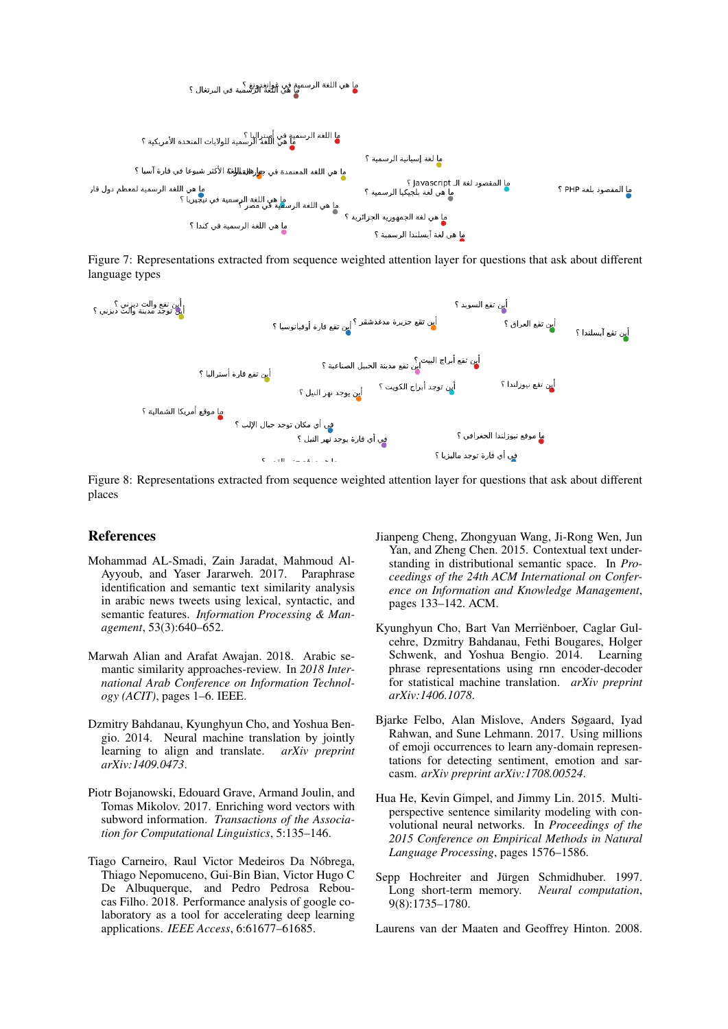Figure 7: Representations extracted from sequence weighted attention layer for questions that ask about different language types

Figure 8: Representations extracted from sequence weighted attention layer for questions that ask about different places

## References

Mohammad AL-Smadi, Zain Jaradat, Mahmoud Al-Ayyoub, and Yaser Jararweh. 2017. Paraphrase identification and semantic text similarity analysis in arabic news tweets using lexical, syntactic, and semantic features. *Information Processing & Management*, 53(3):640–652.

Marwah Alian and Arafat Awajan. 2018. Arabic semantic similarity approaches-review. In *2018 International Arab Conference on Information Technology (ACIT)*, pages 1–6. IEEE.

Dzmitry Bahdanau, Kyunghyun Cho, and Yoshua Bengio. 2014. Neural machine translation by jointly learning to align and translate. *arXiv preprint arXiv:1409.0473*.

Piotr Bojanowski, Edouard Grave, Armand Joulin, and Tomas Mikolov. 2017. Enriching word vectors with subword information. *Transactions of the Association for Computational Linguistics*, 5:135–146.

Tiago Carneiro, Raul Victor Medeiros Da Nóbrega, Thiago Nepomuceno, Gui-Bin Bian, Victor Hugo C De Albuquerque, and Pedro Pedrosa Rebouças Filho. 2018. Performance analysis of google colaboratory as a tool for accelerating deep learning applications. *IEEE Access*, 6:61677–61685.

Jianpeng Cheng, Zhongyuan Wang, Ji-Rong Wen, Jun Yan, and Zheng Chen. 2015. Contextual text understanding in distributional semantic space. In *Proceedings of the 24th ACM International on Conference on Information and Knowledge Management*, pages 133–142. ACM.

Kyunghyun Cho, Bart Van Merriënboer, Caglar Gulcehre, Dzmitry Bahdanau, Fethi Bougares, Holger Schwenk, and Yoshua Bengio. 2014. Learning phrase representations using rnn encoder-decoder for statistical machine translation. *arXiv preprint arXiv:1406.1078*.

Bjarke Felbo, Alan Mislove, Anders Søgaard, Iyad Rahwan, and Sune Lehmann. 2017. Using millions of emoji occurrences to learn any-domain representations for detecting sentiment, emotion and sarcasm. *arXiv preprint arXiv:1708.00524*.

Hua He, Kevin Gimpel, and Jimmy Lin. 2015. Multi-perspective sentence similarity modeling with convolutional neural networks. In *Proceedings of the 2015 Conference on Empirical Methods in Natural Language Processing*, pages 1576–1586.

Sepp Hochreiter and Jürgen Schmidhuber. 1997. Long short-term memory. *Neural computation*, 9(8):1735–1780.

Laurens van der Maaten and Geoffrey Hinton. 2008.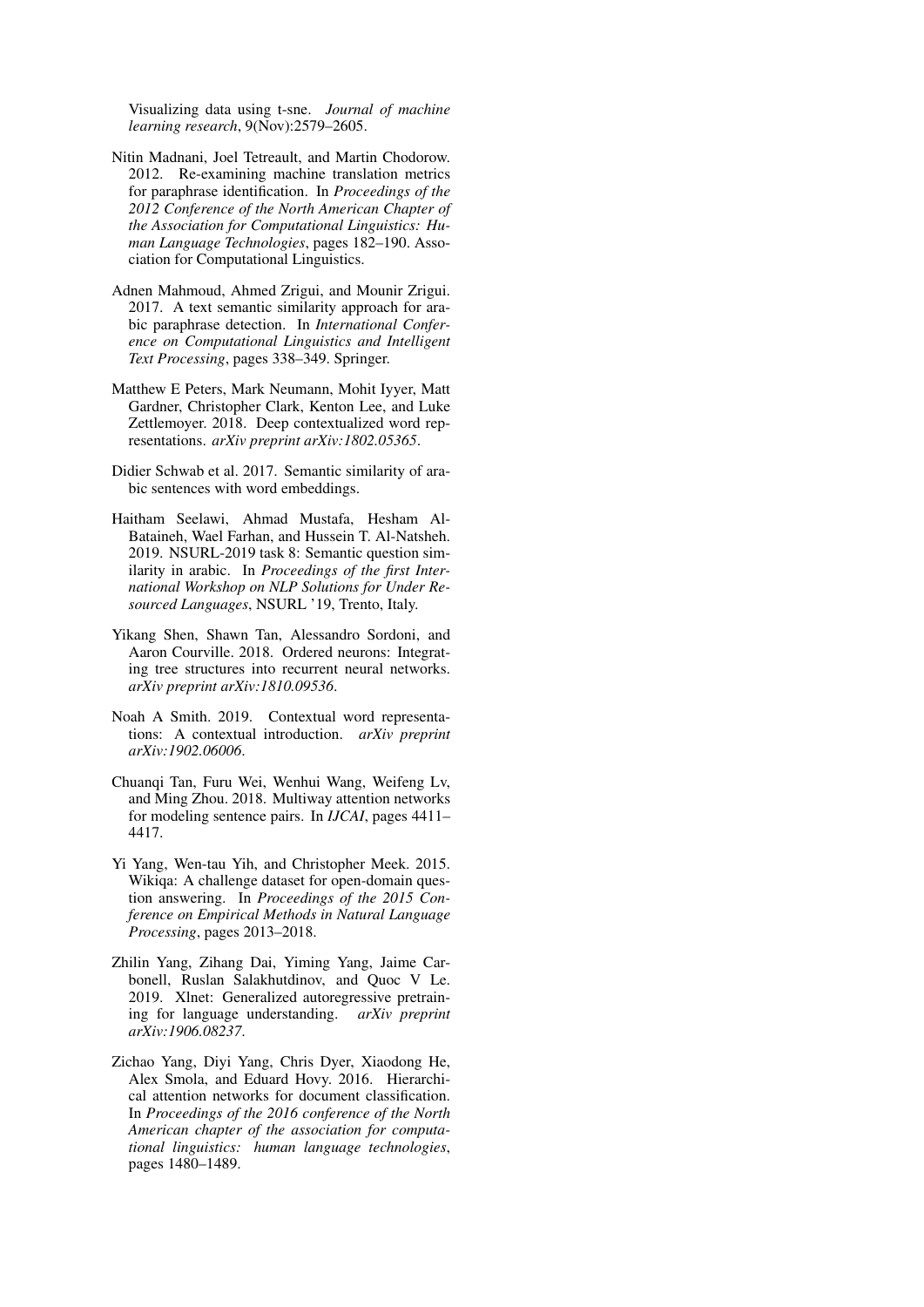Visualizing data using t-sne. *Journal of machine learning research*, 9(Nov):2579–2605.

Nitin Madnani, Joel Tetreault, and Martin Chodorow. 2012. Re-examining machine translation metrics for paraphrase identification. In *Proceedings of the 2012 Conference of the North American Chapter of the Association for Computational Linguistics: Human Language Technologies*, pages 182–190. Association for Computational Linguistics.

Adnen Mahmoud, Ahmed Zrigui, and Mounir Zrigui. 2017. A text semantic similarity approach for arabic paraphrase detection. In *International Conference on Computational Linguistics and Intelligent Text Processing*, pages 338–349. Springer.

Matthew E Peters, Mark Neumann, Mohit Iyyer, Matt Gardner, Christopher Clark, Kenton Lee, and Luke Zettlemoyer. 2018. Deep contextualized word representations. *arXiv preprint arXiv:1802.05365*.

Didier Schwab et al. 2017. Semantic similarity of arabic sentences with word embeddings.

Haitham Seelawi, Ahmad Mustafa, Hesham Al-Bataineh, Wael Farhan, and Hussein T. Al-Natsheh. 2019. NSURL-2019 task 8: Semantic question similarity in arabic. In *Proceedings of the first International Workshop on NLP Solutions for Under Resourced Languages*, NSURL '19, Trento, Italy.

Yikang Shen, Shawn Tan, Alessandro Sordoni, and Aaron Courville. 2018. Ordered neurons: Integrating tree structures into recurrent neural networks. *arXiv preprint arXiv:1810.09536*.

Noah A Smith. 2019. Contextual word representations: A contextual introduction. *arXiv preprint arXiv:1902.06006*.

Chuanqi Tan, Furu Wei, Wenhui Wang, Weifeng Lv, and Ming Zhou. 2018. Multiway attention networks for modeling sentence pairs. In *IJCAI*, pages 4411–4417.

Yi Yang, Wen-tau Yih, and Christopher Meek. 2015. Wikiqa: A challenge dataset for open-domain question answering. In *Proceedings of the 2015 Conference on Empirical Methods in Natural Language Processing*, pages 2013–2018.

Zhilin Yang, Zihang Dai, Yiming Yang, Jaime Carbonell, Ruslan Salakhutdinov, and Quoc V Le. 2019. Xlnet: Generalized autoregressive pretraining for language understanding. *arXiv preprint arXiv:1906.08237*.

Zichao Yang, Diyi Yang, Chris Dyer, Xiaodong He, Alex Smola, and Eduard Hovy. 2016. Hierarchical attention networks for document classification. In *Proceedings of the 2016 conference of the North American chapter of the association for computational linguistics: human language technologies*, pages 1480–1489.